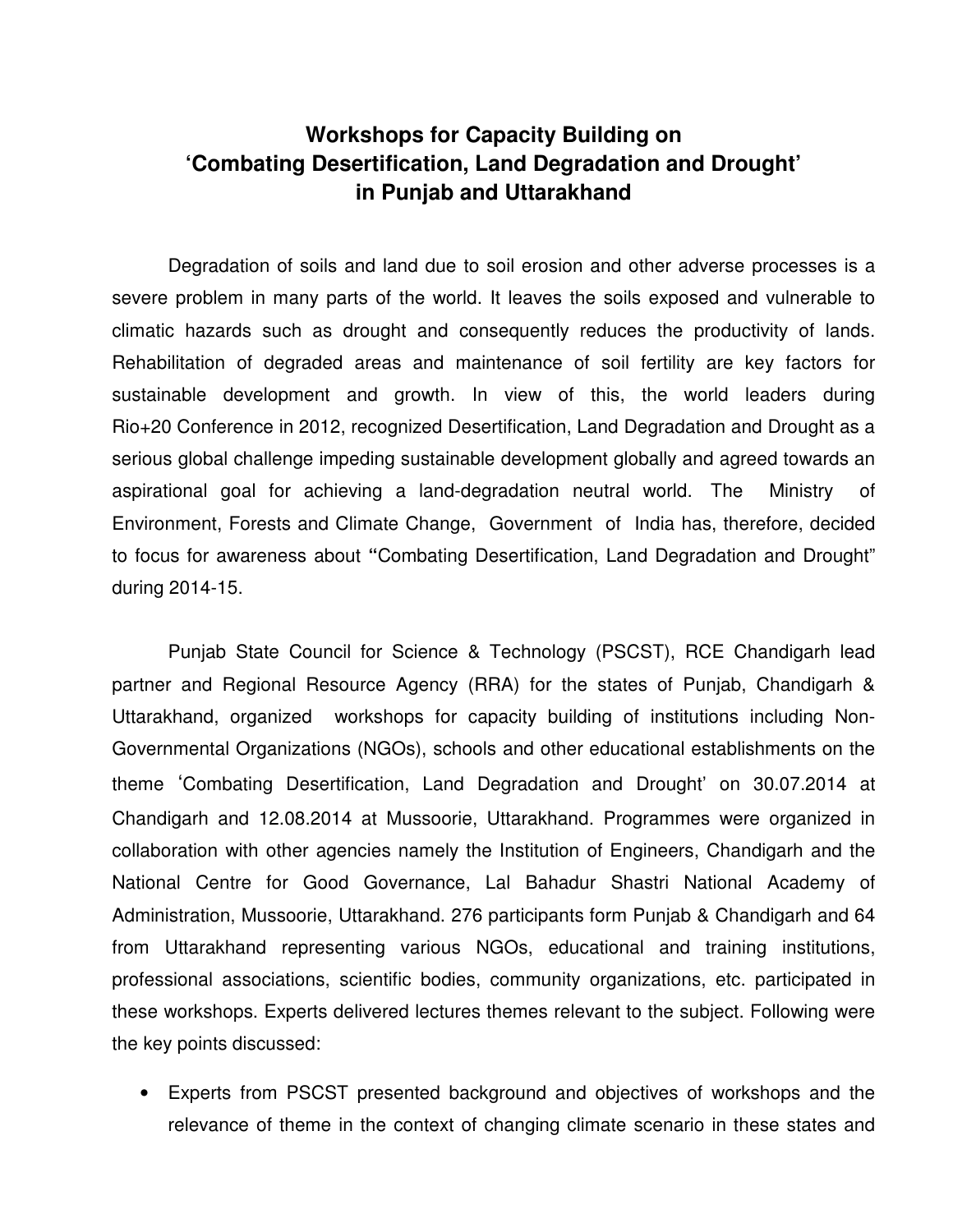# Workshops for Capacity Building on 'Combating Desertification, Land Degradation and Drought' in Punjab and Uttarakhand

Degradation of soils and land due to soil erosion and other adverse processes is a severe problem in many parts of the world. It leaves the soils exposed and vulnerable to climatic hazards such as drought and consequently reduces the productivity of lands. Rehabilitation of degraded areas and maintenance of soil fertility are key factors for sustainable development and growth. In view of this, the world leaders during Rio+20 Conference in 2012, recognized Desertification, Land Degradation and Drought as a serious global challenge impeding sustainable development globally and agreed towards an aspirational goal for achieving a land-degradation neutral world. The Ministry of Environment, Forests and Climate Change, Government of India has, therefore, decided to focus for awareness about "Combating Desertification, Land Degradation and Drought" during 2014-15.

Punjab State Council for Science & Technology (PSCST), RCE Chandigarh lead partner and Regional Resource Agency (RRA) for the states of Punjab, Chandigarh & Uttarakhand, organized workshops for capacity building of institutions including Non-Governmental Organizations (NGOs), schools and other educational establishments on the theme 'Combating Desertification, Land Degradation and Drought' on 30.07.2014 at Chandigarh and 12.08.2014 at Mussoorie, Uttarakhand. Programmes were organized in collaboration with other agencies namely the Institution of Engineers, Chandigarh and the National Centre for Good Governance, Lal Bahadur Shastri National Academy of Administration, Mussoorie, Uttarakhand. 276 participants form Punjab & Chandigarh and 64 from Uttarakhand representing various NGOs, educational and training institutions, professional associations, scientific bodies, community organizations, etc. participated in these workshops. Experts delivered lectures themes relevant to the subject. Following were the key points discussed:

- Experts from PSCST presented background and objectives of workshops and the relevance of theme in the context of changing climate scenario in these states and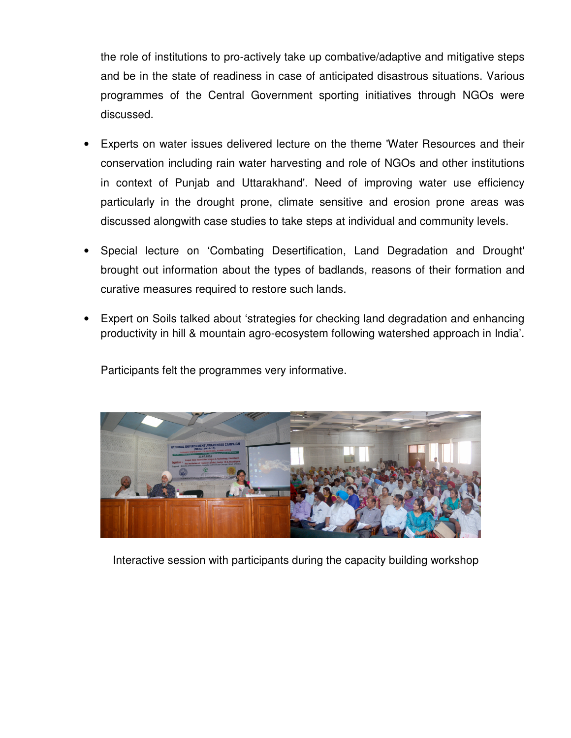the role of institutions to pro-actively take up combative/adaptive and mitigative steps and be in the state of readiness in case of anticipated disastrous situations. Various programmes of the Central Government sporting initiatives through NGOs were discussed.

- Experts on water issues delivered lecture on the theme 'Water Resources and their conservation including rain water harvesting and role of NGOs and other institutions in context of Punjab and Uttarakhand'. Need of improving water use efficiency particularly in the drought prone, climate sensitive and erosion prone areas was discussed alongwith case studies to take steps at individual and community levels.

- Special lecture on 'Combating Desertification, Land Degradation and Drought' brought out information about the types of badlands, reasons of their formation and curative measures required to restore such lands.

- Expert on Soils talked about 'strategies for checking land degradation and enhancing productivity in hill & mountain agro-ecosystem following watershed approach in India'.

Participants felt the programmes very informative.

Interactive session with participants during the capacity building workshop